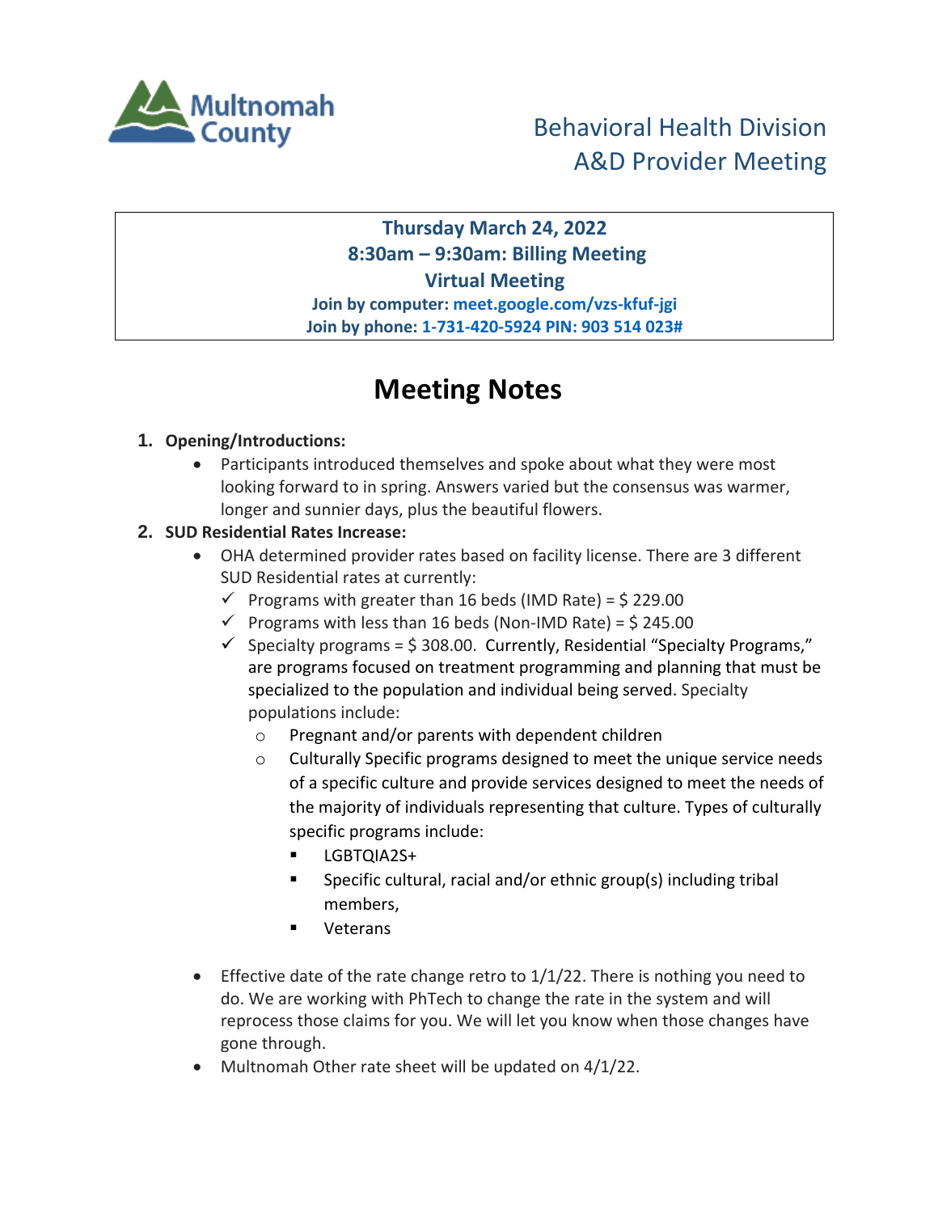Multnomah County

# Behavioral Health Division
# A&D Provider Meeting

**Thursday March 24, 2022**
**8:30am – 9:30am: Billing Meeting**
**Virtual Meeting**
**Join by computer: meet.google.com/vzs-kfuf-jgi**
**Join by phone: 1-731-420-5924 PIN: 903 514 023#**

# Meeting Notes

1. **Opening/Introductions:**
   - Participants introduced themselves and spoke about what they were most looking forward to in spring. Answers varied but the consensus was warmer, longer and sunnier days, plus the beautiful flowers.
2. **SUD Residential Rates Increase:**
   - OHA determined provider rates based on facility license. There are 3 different SUD Residential rates at currently:
     - ✓ Programs with greater than 16 beds (IMD Rate) = $ 229.00
     - ✓ Programs with less than 16 beds (Non-IMD Rate) = $ 245.00
     - ✓ Specialty programs = $ 308.00. Currently, Residential "Specialty Programs," are programs focused on treatment programming and planning that must be specialized to the population and individual being served. Specialty populations include:
       - Pregnant and/or parents with dependent children
       - Culturally Specific programs designed to meet the unique service needs of a specific culture and provide services designed to meet the needs of the majority of individuals representing that culture. Types of culturally specific programs include:
         - LGBTQIA2S+
         - Specific cultural, racial and/or ethnic group(s) including tribal members,
         - Veterans
   - Effective date of the rate change retro to 1/1/22. There is nothing you need to do. We are working with PhTech to change the rate in the system and will reprocess those claims for you. We will let you know when those changes have gone through.
   - Multnomah Other rate sheet will be updated on 4/1/22.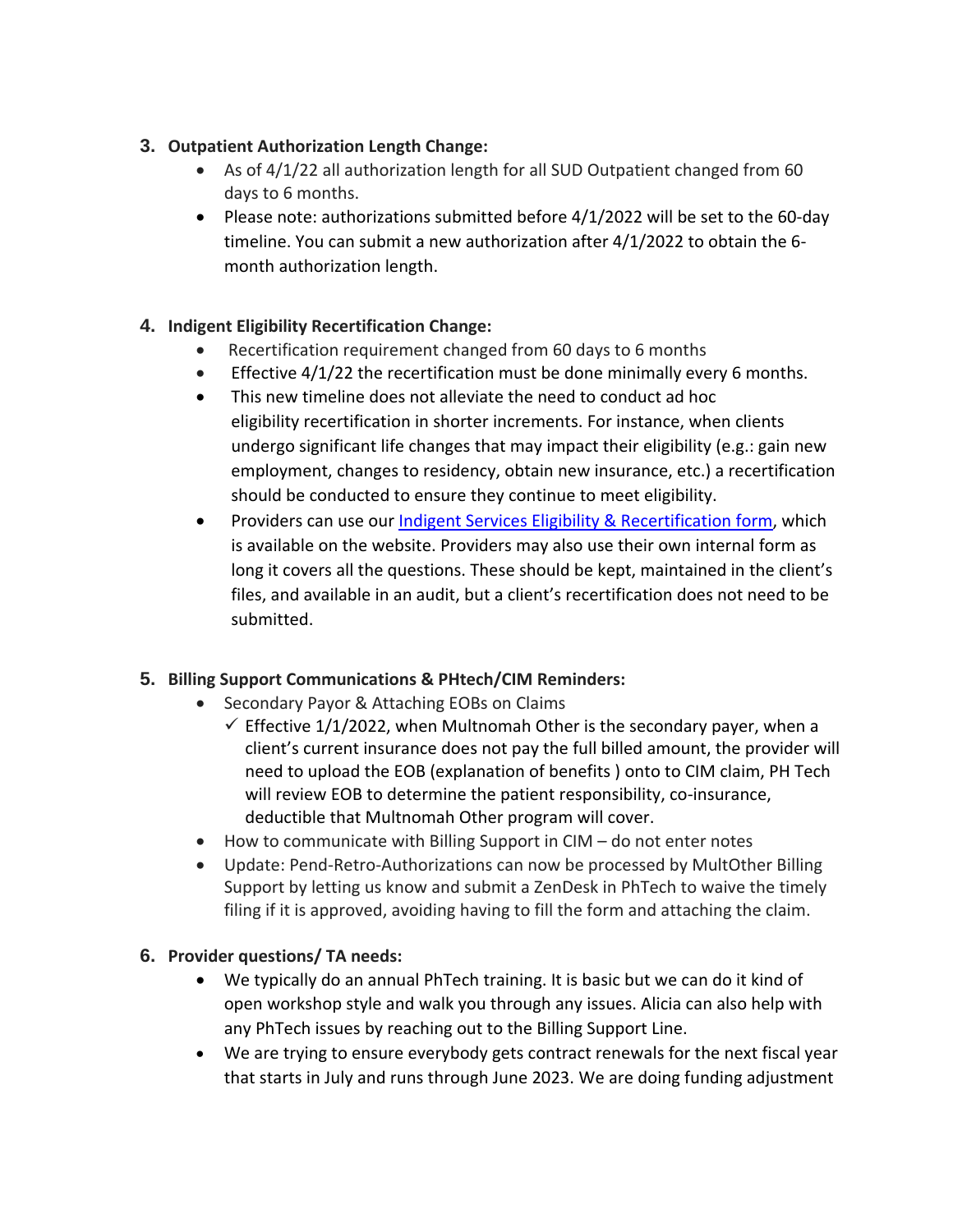3. **Outpatient Authorization Length Change:**
    - As of 4/1/22 all authorization length for all SUD Outpatient changed from 60 days to 6 months.
    - Please note: authorizations submitted before 4/1/2022 will be set to the 60-day timeline. You can submit a new authorization after 4/1/2022 to obtain the 6-month authorization length.

4. **Indigent Eligibility Recertification Change:**
    - Recertification requirement changed from 60 days to 6 months
    - Effective 4/1/22 the recertification must be done minimally every 6 months.
    - This new timeline does not alleviate the need to conduct ad hoc eligibility recertification in shorter increments. For instance, when clients undergo significant life changes that may impact their eligibility (e.g.: gain new employment, changes to residency, obtain new insurance, etc.) a recertification should be conducted to ensure they continue to meet eligibility.
    - Providers can use our [Indigent Services Eligibility & Recertification form](), which is available on the website. Providers may also use their own internal form as long it covers all the questions. These should be kept, maintained in the client's files, and available in an audit, but a client's recertification does not need to be submitted.

5. **Billing Support Communications & PHtech/CIM Reminders:**
    - Secondary Payor & Attaching EOBs on Claims
        - ✓ Effective 1/1/2022, when Multnomah Other is the secondary payer, when a client's current insurance does not pay the full billed amount, the provider will need to upload the EOB (explanation of benefits ) onto to CIM claim, PH Tech will review EOB to determine the patient responsibility, co-insurance, deductible that Multnomah Other program will cover.
    - How to communicate with Billing Support in CIM – do not enter notes
    - Update: Pend-Retro-Authorizations can now be processed by MultOther Billing Support by letting us know and submit a ZenDesk in PhTech to waive the timely filing if it is approved, avoiding having to fill the form and attaching the claim.

6. **Provider questions/ TA needs:**
    - We typically do an annual PhTech training. It is basic but we can do it kind of open workshop style and walk you through any issues. Alicia can also help with any PhTech issues by reaching out to the Billing Support Line.
    - We are trying to ensure everybody gets contract renewals for the next fiscal year that starts in July and runs through June 2023. We are doing funding adjustment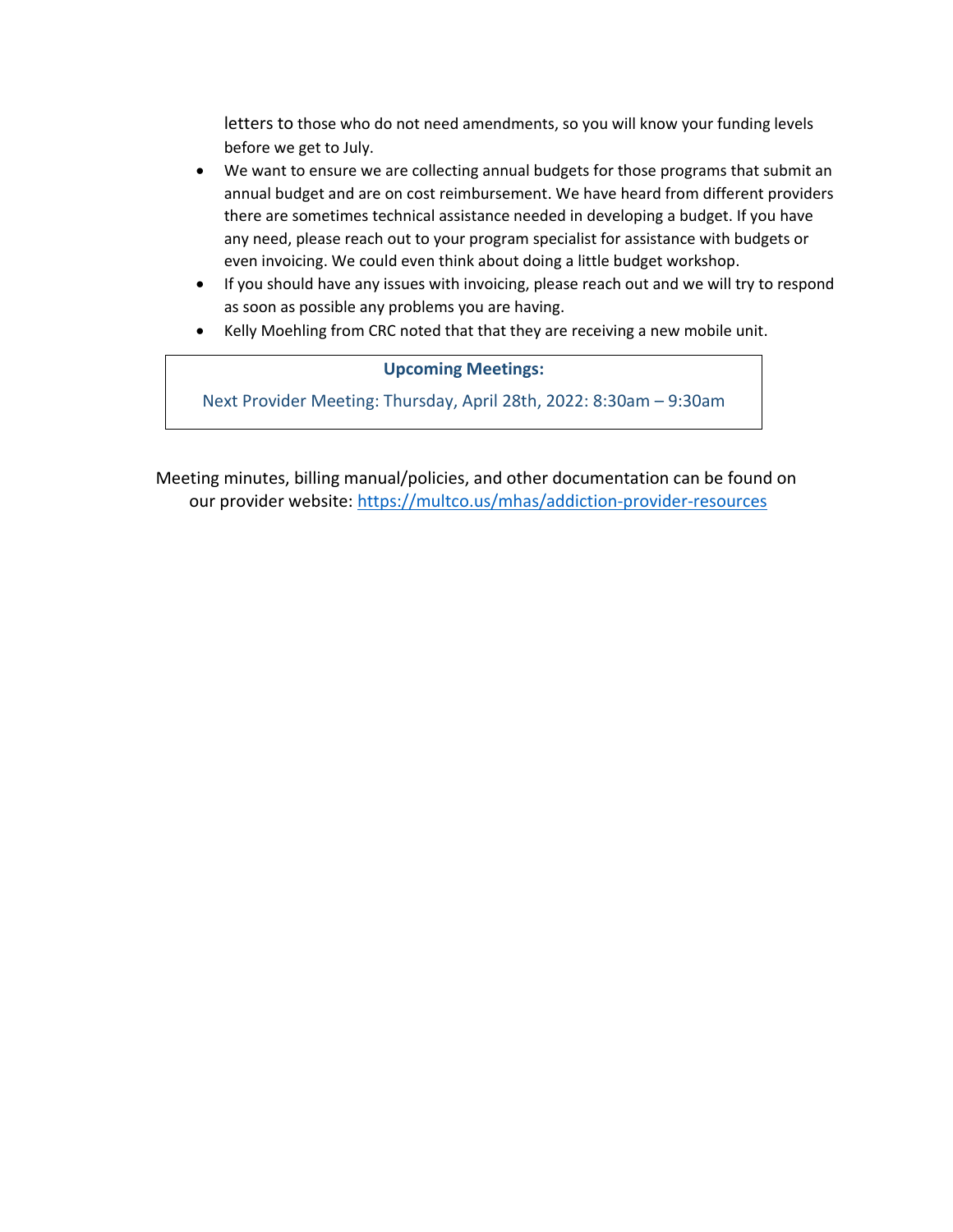letters to those who do not need amendments, so you will know your funding levels before we get to July.

- We want to ensure we are collecting annual budgets for those programs that submit an annual budget and are on cost reimbursement. We have heard from different providers there are sometimes technical assistance needed in developing a budget. If you have any need, please reach out to your program specialist for assistance with budgets or even invoicing. We could even think about doing a little budget workshop.
- If you should have any issues with invoicing, please reach out and we will try to respond as soon as possible any problems you are having.
- Kelly Moehling from CRC noted that that they are receiving a new mobile unit.

**Upcoming Meetings:**

Next Provider Meeting: Thursday, April 28th, 2022: 8:30am – 9:30am

Meeting minutes, billing manual/policies, and other documentation can be found on our provider website: https://multco.us/mhas/addiction-provider-resources